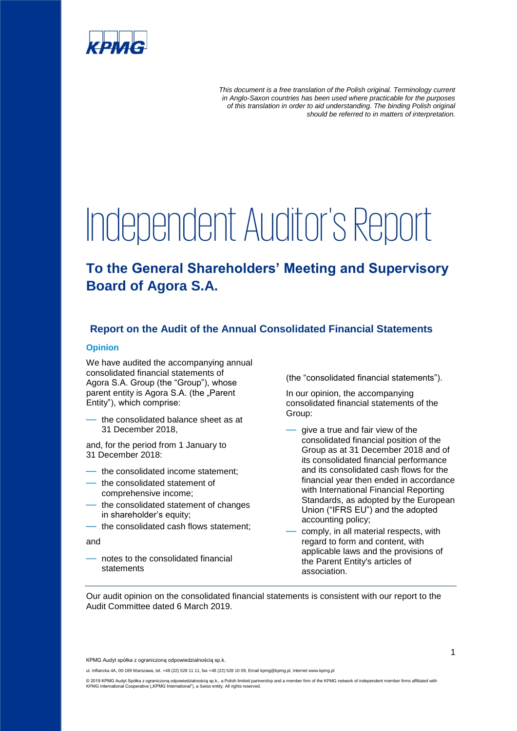*This document is a free translation of the Polish original. Terminology current in Anglo-Saxon countries has been used where practicable for the purposes of this translation in order to aid understanding. The binding Polish original should be referred to in matters of interpretation.*

# Independent Auditor's Report

## To the General Shareholders' Meeting and Supervisory Board of Agora S.A.

### Report on the Audit of the Annual Consolidated Financial Statements

#### Opinion

We have audited the accompanying annual consolidated financial statements of Agora S.A. Group (the "Group"), whose parent entity is Agora S.A. (the „Parent Entity"), which comprise:

- the consolidated balance sheet as at 31 December 2018,

and, for the period from 1 January to 31 December 2018:

- the consolidated income statement;
- the consolidated statement of comprehensive income;
- the consolidated statement of changes in shareholder's equity;
- the consolidated cash flows statement;

and

- notes to the consolidated financial statements

(the "consolidated financial statements").

In our opinion, the accompanying consolidated financial statements of the Group:

- give a true and fair view of the consolidated financial position of the Group as at 31 December 2018 and of its consolidated financial performance and its consolidated cash flows for the financial year then ended in accordance with International Financial Reporting Standards, as adopted by the European Union ("IFRS EU") and the adopted accounting policy;
- comply, in all material respects, with regard to form and content, with applicable laws and the provisions of the Parent Entity's articles of association.

Our audit opinion on the consolidated financial statements is consistent with our report to the Audit Committee dated 6 March 2019.

KPMG Audyt spółka z ograniczoną odpowiedzialnością sp.k.

ul. Inflancka 4A, 00-189 Warszawa, tel. +48 (22) 528 11 11, fax +48 (22) 528 10 09, Email kpmg@kpmg.pl, Internet www.kpmg.pl

© 2019 KPMG Audyt Spółka z ograniczoną odpowiedzialnością sp.k., a Polish limited partnership and a member firm of the KPMG network of independent member firms affiliated with KPMG International Cooperative („KPMG International"), a Swiss entity. All rights reserved.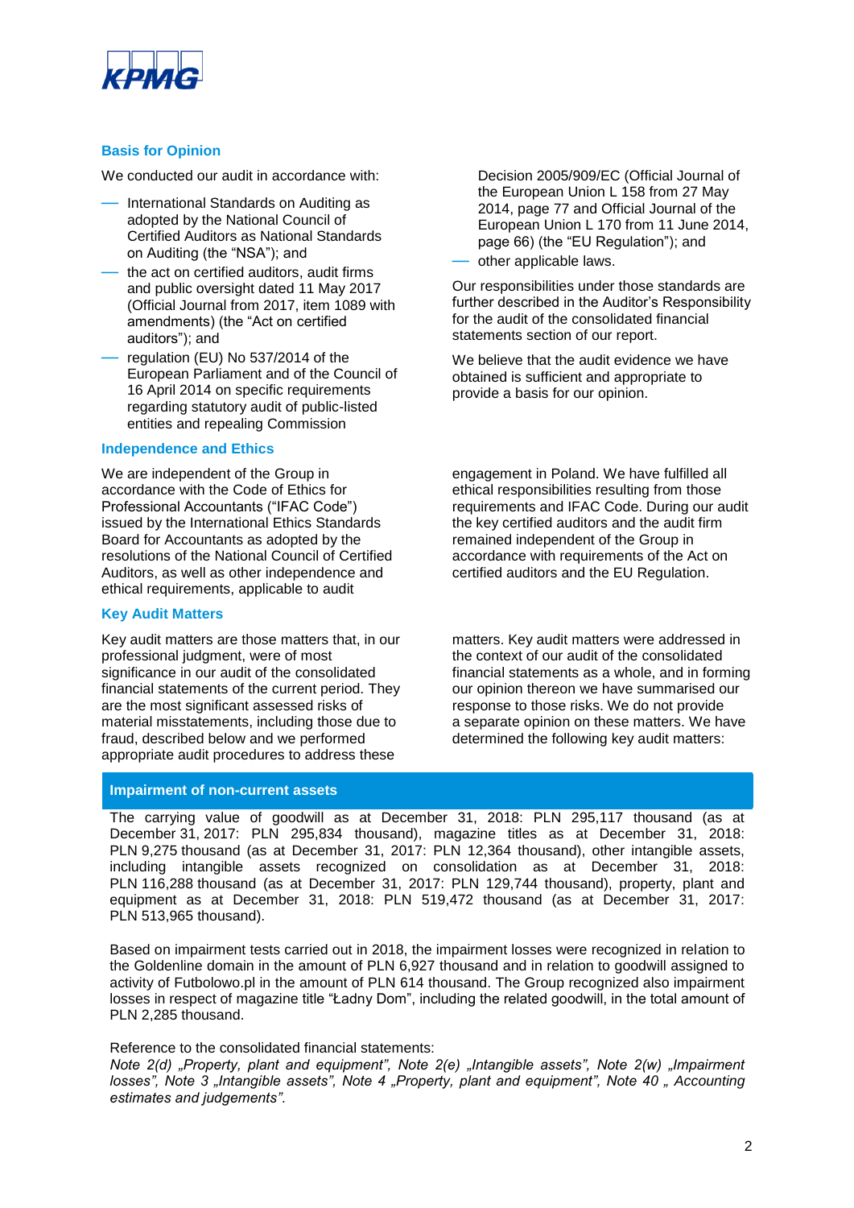### Basis for Opinion

We conducted our audit in accordance with:

- International Standards on Auditing as adopted by the National Council of Certified Auditors as National Standards on Auditing (the "NSA"); and
- the act on certified auditors, audit firms and public oversight dated 11 May 2017 (Official Journal from 2017, item 1089 with amendments) (the "Act on certified auditors"); and
- regulation (EU) No 537/2014 of the European Parliament and of the Council of 16 April 2014 on specific requirements regarding statutory audit of public-listed entities and repealing Commission Decision 2005/909/EC (Official Journal of the European Union L 158 from 27 May 2014, page 77 and Official Journal of the European Union L 170 from 11 June 2014, page 66) (the "EU Regulation"); and
- other applicable laws.

Our responsibilities under those standards are further described in the Auditor's Responsibility for the audit of the consolidated financial statements section of our report.

We believe that the audit evidence we have obtained is sufficient and appropriate to provide a basis for our opinion.

### Independence and Ethics

We are independent of the Group in accordance with the Code of Ethics for Professional Accountants ("IFAC Code") issued by the International Ethics Standards Board for Accountants as adopted by the resolutions of the National Council of Certified Auditors, as well as other independence and ethical requirements, applicable to audit engagement in Poland. We have fulfilled all ethical responsibilities resulting from those requirements and IFAC Code. During our audit the key certified auditors and the audit firm remained independent of the Group in accordance with requirements of the Act on certified auditors and the EU Regulation.

### Key Audit Matters

Key audit matters are those matters that, in our professional judgment, were of most significance in our audit of the consolidated financial statements of the current period. They are the most significant assessed risks of material misstatements, including those due to fraud, described below and we performed appropriate audit procedures to address these matters. Key audit matters were addressed in the context of our audit of the consolidated financial statements as a whole, and in forming our opinion thereon we have summarised our response to those risks. We do not provide a separate opinion on these matters. We have determined the following key audit matters:

#### Impairment of non-current assets

The carrying value of goodwill as at December 31, 2018: PLN 295,117 thousand (as at December 31, 2017: PLN 295,834 thousand), magazine titles as at December 31, 2018: PLN 9,275 thousand (as at December 31, 2017: PLN 12,364 thousand), other intangible assets, including intangible assets recognized on consolidation as at December 31, 2018: PLN 116,288 thousand (as at December 31, 2017: PLN 129,744 thousand), property, plant and equipment as at December 31, 2018: PLN 519,472 thousand (as at December 31, 2017: PLN 513,965 thousand).

Based on impairment tests carried out in 2018, the impairment losses were recognized in relation to the Goldenline domain in the amount of PLN 6,927 thousand and in relation to goodwill assigned to activity of Futbolowo.pl in the amount of PLN 614 thousand. The Group recognized also impairment losses in respect of magazine title "Ładny Dom", including the related goodwill, in the total amount of PLN 2,285 thousand.

Reference to the consolidated financial statements:
*Note 2(d) „Property, plant and equipment", Note 2(e) „Intangible assets", Note 2(w) „Impairment losses", Note 3 „Intangible assets", Note 4 „Property, plant and equipment", Note 40 „ Accounting estimates and judgements".*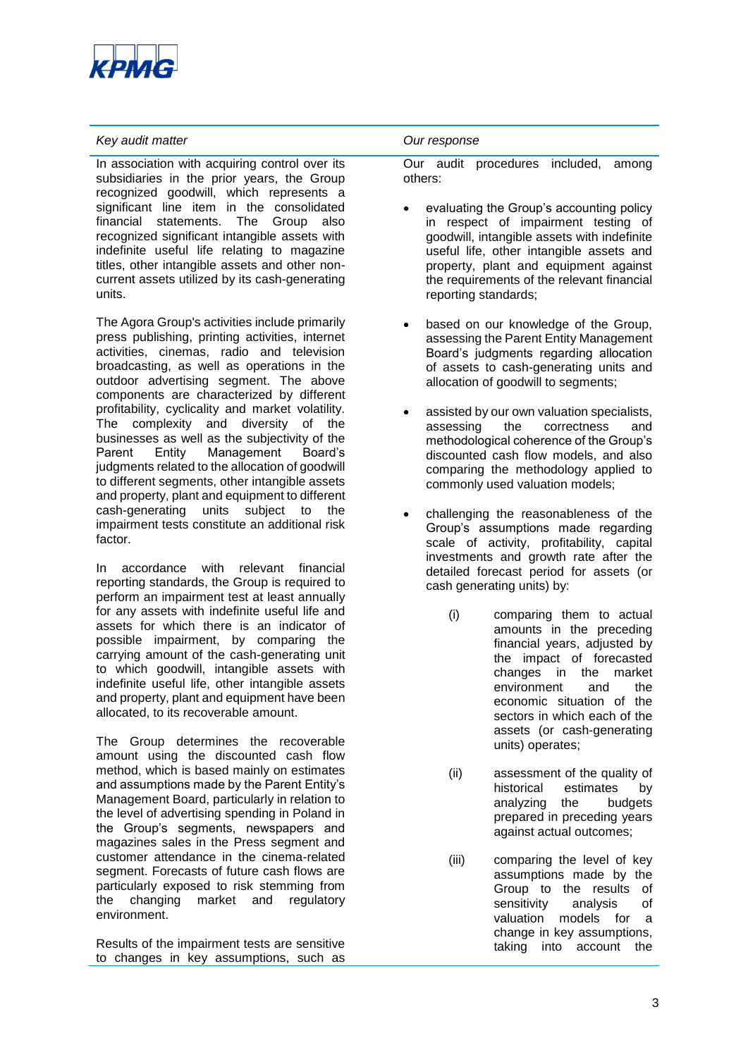| *Key audit matter* | *Our response* |
|---|---|
| In association with acquiring control over its subsidiaries in the prior years, the Group recognized goodwill, which represents a significant line item in the consolidated financial statements. The Group also recognized significant intangible assets with indefinite useful life relating to magazine titles, other intangible assets and other non-current assets utilized by its cash-generating units.<br><br>The Agora Group's activities include primarily press publishing, printing activities, internet activities, cinemas, radio and television broadcasting, as well as operations in the outdoor advertising segment. The above components are characterized by different profitability, cyclicality and market volatility. The complexity and diversity of the businesses as well as the subjectivity of the Parent Entity Management Board's judgments related to the allocation of goodwill to different segments, other intangible assets and property, plant and equipment to different cash-generating units subject to the impairment tests constitute an additional risk factor.<br><br>In accordance with relevant financial reporting standards, the Group is required to perform an impairment test at least annually for any assets with indefinite useful life and assets for which there is an indicator of possible impairment, by comparing the carrying amount of the cash-generating unit to which goodwill, intangible assets with indefinite useful life, other intangible assets and property, plant and equipment have been allocated, to its recoverable amount.<br><br>The Group determines the recoverable amount using the discounted cash flow method, which is based mainly on estimates and assumptions made by the Parent Entity's Management Board, particularly in relation to the level of advertising spending in Poland in the Group's segments, newspapers and magazines sales in the Press segment and customer attendance in the cinema-related segment. Forecasts of future cash flows are particularly exposed to risk stemming from the changing market and regulatory environment.<br><br>Results of the impairment tests are sensitive to changes in key assumptions, such as | Our audit procedures included, among others:<br><br>• evaluating the Group's accounting policy in respect of impairment testing of goodwill, intangible assets with indefinite useful life, other intangible assets and property, plant and equipment against the requirements of the relevant financial reporting standards;<br><br>• based on our knowledge of the Group, assessing the Parent Entity Management Board's judgments regarding allocation of assets to cash-generating units and allocation of goodwill to segments;<br><br>• assisted by our own valuation specialists, assessing the correctness and methodological coherence of the Group's discounted cash flow models, and also comparing the methodology applied to commonly used valuation models;<br><br>• challenging the reasonableness of the Group's assumptions made regarding scale of activity, profitability, capital investments and growth rate after the detailed forecast period for assets (or cash generating units) by:<br><br>(i) comparing them to actual amounts in the preceding financial years, adjusted by the impact of forecasted changes in the market environment and the economic situation of the sectors in which each of the assets (or cash-generating units) operates;<br><br>(ii) assessment of the quality of historical estimates by analyzing the budgets prepared in preceding years against actual outcomes;<br><br>(iii) comparing the level of key assumptions made by the Group to the results of sensitivity analysis of valuation models for a change in key assumptions, taking into account the |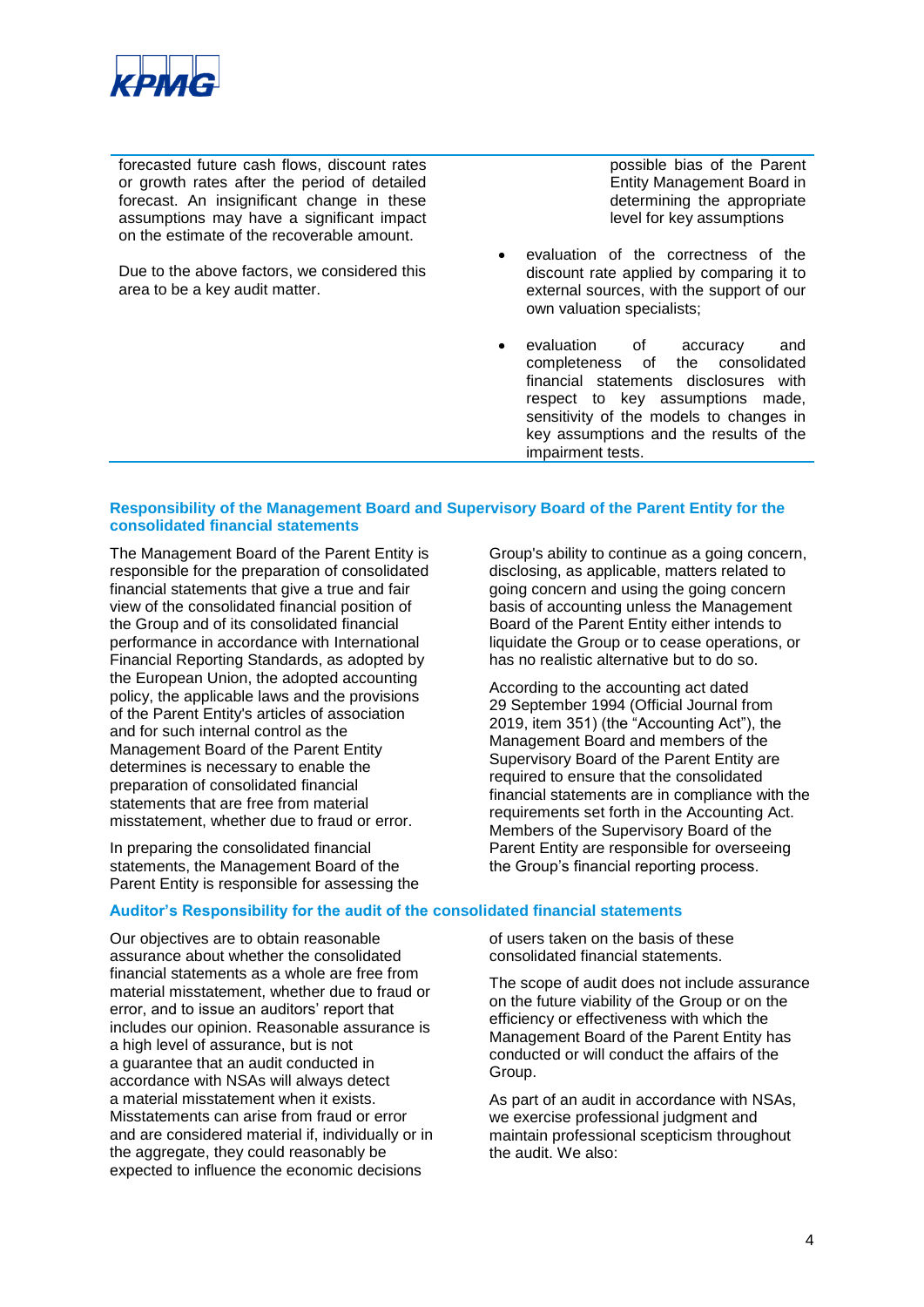| | |
|---|---|
| forecasted future cash flows, discount rates or growth rates after the period of detailed forecast. An insignificant change in these assumptions may have a significant impact on the estimate of the recoverable amount.<br><br>Due to the above factors, we considered this area to be a key audit matter. | possible bias of the Parent Entity Management Board in determining the appropriate level for key assumptions<br><br>• evaluation of the correctness of the discount rate applied by comparing it to external sources, with the support of our own valuation specialists;<br><br>• evaluation of accuracy and completeness of the consolidated financial statements disclosures with respect to key assumptions made, sensitivity of the models to changes in key assumptions and the results of the impairment tests. |

## Responsibility of the Management Board and Supervisory Board of the Parent Entity for the consolidated financial statements

The Management Board of the Parent Entity is responsible for the preparation of consolidated financial statements that give a true and fair view of the consolidated financial position of the Group and of its consolidated financial performance in accordance with International Financial Reporting Standards, as adopted by the European Union, the adopted accounting policy, the applicable laws and the provisions of the Parent Entity's articles of association and for such internal control as the Management Board of the Parent Entity determines is necessary to enable the preparation of consolidated financial statements that are free from material misstatement, whether due to fraud or error.

In preparing the consolidated financial statements, the Management Board of the Parent Entity is responsible for assessing the Group's ability to continue as a going concern, disclosing, as applicable, matters related to going concern and using the going concern basis of accounting unless the Management Board of the Parent Entity either intends to liquidate the Group or to cease operations, or has no realistic alternative but to do so.

According to the accounting act dated 29 September 1994 (Official Journal from 2019, item 351) (the "Accounting Act"), the Management Board and members of the Supervisory Board of the Parent Entity are required to ensure that the consolidated financial statements are in compliance with the requirements set forth in the Accounting Act. Members of the Supervisory Board of the Parent Entity are responsible for overseeing the Group's financial reporting process.

## Auditor's Responsibility for the audit of the consolidated financial statements

Our objectives are to obtain reasonable assurance about whether the consolidated financial statements as a whole are free from material misstatement, whether due to fraud or error, and to issue an auditors' report that includes our opinion. Reasonable assurance is a high level of assurance, but is not a guarantee that an audit conducted in accordance with NSAs will always detect a material misstatement when it exists. Misstatements can arise from fraud or error and are considered material if, individually or in the aggregate, they could reasonably be expected to influence the economic decisions of users taken on the basis of these consolidated financial statements.

The scope of audit does not include assurance on the future viability of the Group or on the efficiency or effectiveness with which the Management Board of the Parent Entity has conducted or will conduct the affairs of the Group.

As part of an audit in accordance with NSAs, we exercise professional judgment and maintain professional scepticism throughout the audit. We also: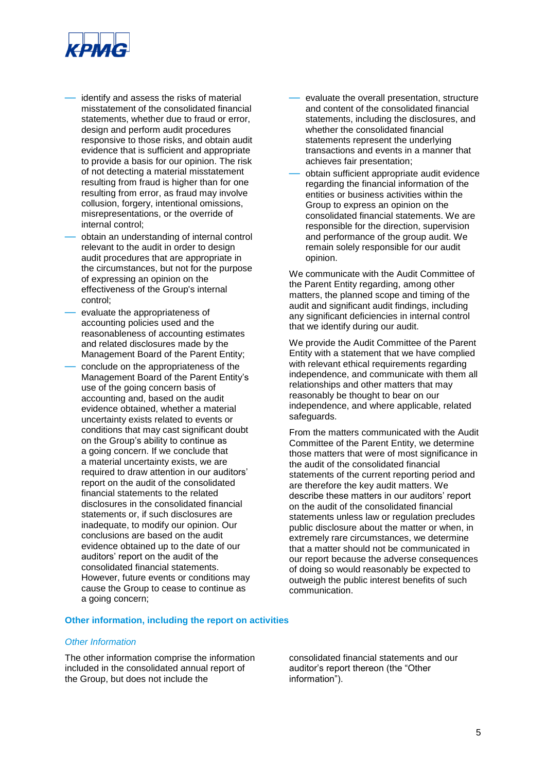- identify and assess the risks of material misstatement of the consolidated financial statements, whether due to fraud or error, design and perform audit procedures responsive to those risks, and obtain audit evidence that is sufficient and appropriate to provide a basis for our opinion. The risk of not detecting a material misstatement resulting from fraud is higher than for one resulting from error, as fraud may involve collusion, forgery, intentional omissions, misrepresentations, or the override of internal control;
- obtain an understanding of internal control relevant to the audit in order to design audit procedures that are appropriate in the circumstances, but not for the purpose of expressing an opinion on the effectiveness of the Group's internal control;
- evaluate the appropriateness of accounting policies used and the reasonableness of accounting estimates and related disclosures made by the Management Board of the Parent Entity;
- conclude on the appropriateness of the Management Board of the Parent Entity's use of the going concern basis of accounting and, based on the audit evidence obtained, whether a material uncertainty exists related to events or conditions that may cast significant doubt on the Group's ability to continue as a going concern. If we conclude that a material uncertainty exists, we are required to draw attention in our auditors' report on the audit of the consolidated financial statements to the related disclosures in the consolidated financial statements or, if such disclosures are inadequate, to modify our opinion. Our conclusions are based on the audit evidence obtained up to the date of our auditors' report on the audit of the consolidated financial statements. However, future events or conditions may cause the Group to cease to continue as a going concern;
- evaluate the overall presentation, structure and content of the consolidated financial statements, including the disclosures, and whether the consolidated financial statements represent the underlying transactions and events in a manner that achieves fair presentation;
- obtain sufficient appropriate audit evidence regarding the financial information of the entities or business activities within the Group to express an opinion on the consolidated financial statements. We are responsible for the direction, supervision and performance of the group audit. We remain solely responsible for our audit opinion.

We communicate with the Audit Committee of the Parent Entity regarding, among other matters, the planned scope and timing of the audit and significant audit findings, including any significant deficiencies in internal control that we identify during our audit.

We provide the Audit Committee of the Parent Entity with a statement that we have complied with relevant ethical requirements regarding independence, and communicate with them all relationships and other matters that may reasonably be thought to bear on our independence, and where applicable, related safeguards.

From the matters communicated with the Audit Committee of the Parent Entity, we determine those matters that were of most significance in the audit of the consolidated financial statements of the current reporting period and are therefore the key audit matters. We describe these matters in our auditors' report on the audit of the consolidated financial statements unless law or regulation precludes public disclosure about the matter or when, in extremely rare circumstances, we determine that a matter should not be communicated in our report because the adverse consequences of doing so would reasonably be expected to outweigh the public interest benefits of such communication.

## Other information, including the report on activities

### *Other Information*

The other information comprise the information included in the consolidated annual report of the Group, but does not include the consolidated financial statements and our auditor's report thereon (the "Other information").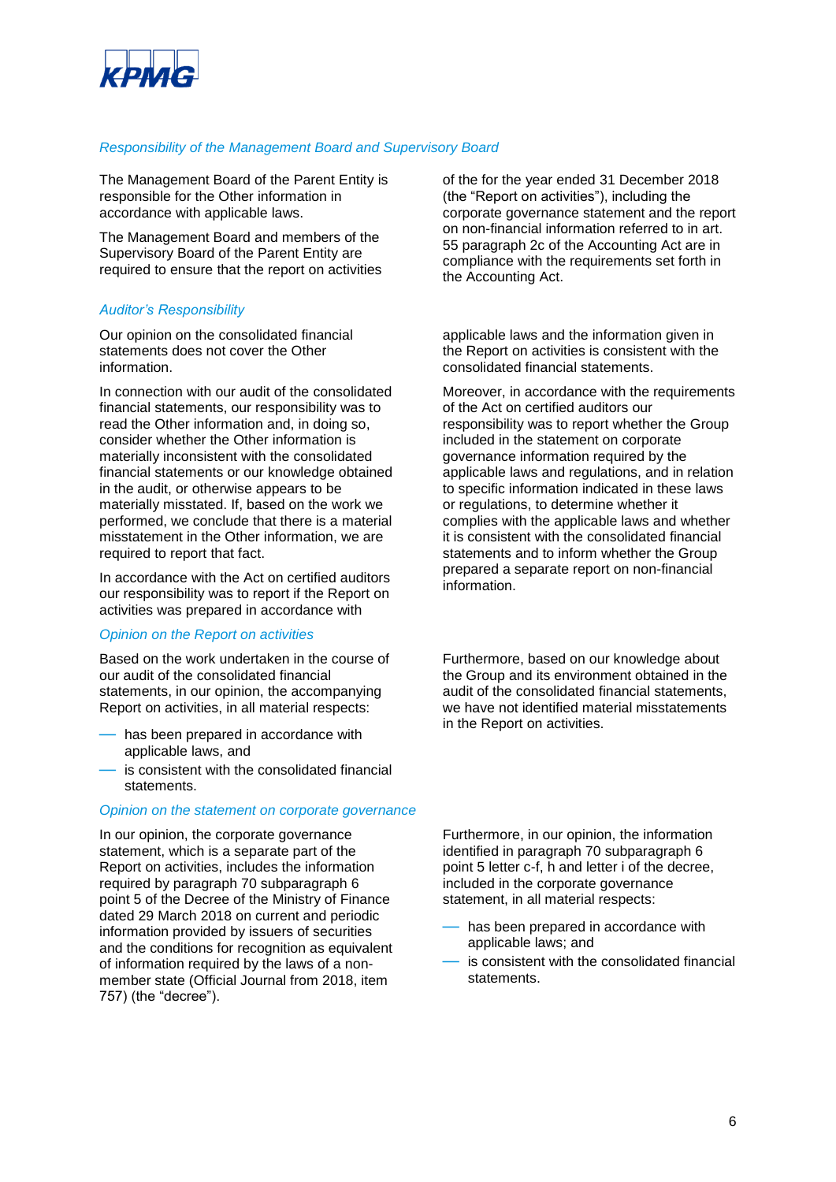### Responsibility of the Management Board and Supervisory Board

The Management Board of the Parent Entity is responsible for the Other information in accordance with applicable laws.

The Management Board and members of the Supervisory Board of the Parent Entity are required to ensure that the report on activities of the for the year ended 31 December 2018 (the "Report on activities"), including the corporate governance statement and the report on non-financial information referred to in art. 55 paragraph 2c of the Accounting Act are in compliance with the requirements set forth in the Accounting Act.

### Auditor's Responsibility

Our opinion on the consolidated financial statements does not cover the Other information.

In connection with our audit of the consolidated financial statements, our responsibility was to read the Other information and, in doing so, consider whether the Other information is materially inconsistent with the consolidated financial statements or our knowledge obtained in the audit, or otherwise appears to be materially misstated. If, based on the work we performed, we conclude that there is a material misstatement in the Other information, we are required to report that fact.

In accordance with the Act on certified auditors our responsibility was to report if the Report on activities was prepared in accordance with applicable laws and the information given in the Report on activities is consistent with the consolidated financial statements.

Moreover, in accordance with the requirements of the Act on certified auditors our responsibility was to report whether the Group included in the statement on corporate governance information required by the applicable laws and regulations, and in relation to specific information indicated in these laws or regulations, to determine whether it complies with the applicable laws and whether it is consistent with the consolidated financial statements and to inform whether the Group prepared a separate report on non-financial information.

### Opinion on the Report on activities

Based on the work undertaken in the course of our audit of the consolidated financial statements, in our opinion, the accompanying Report on activities, in all material respects:

- has been prepared in accordance with applicable laws, and
- is consistent with the consolidated financial statements.

Furthermore, based on our knowledge about the Group and its environment obtained in the audit of the consolidated financial statements, we have not identified material misstatements in the Report on activities.

### Opinion on the statement on corporate governance

In our opinion, the corporate governance statement, which is a separate part of the Report on activities, includes the information required by paragraph 70 subparagraph 6 point 5 of the Decree of the Ministry of Finance dated 29 March 2018 on current and periodic information provided by issuers of securities and the conditions for recognition as equivalent of information required by the laws of a non-member state (Official Journal from 2018, item 757) (the "decree").

Furthermore, in our opinion, the information identified in paragraph 70 subparagraph 6 point 5 letter c-f, h and letter i of the decree, included in the corporate governance statement, in all material respects:

- has been prepared in accordance with applicable laws; and
- is consistent with the consolidated financial statements.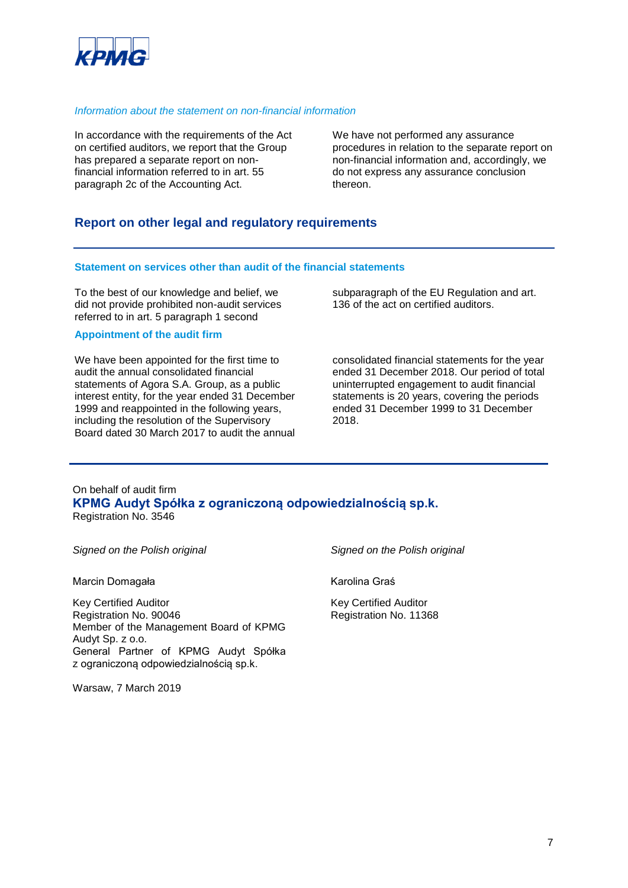*Information about the statement on non-financial information*

In accordance with the requirements of the Act on certified auditors, we report that the Group has prepared a separate report on non-financial information referred to in art. 55 paragraph 2c of the Accounting Act.

We have not performed any assurance procedures in relation to the separate report on non-financial information and, accordingly, we do not express any assurance conclusion thereon.

## Report on other legal and regulatory requirements

### Statement on services other than audit of the financial statements

To the best of our knowledge and belief, we did not provide prohibited non-audit services referred to in art. 5 paragraph 1 second subparagraph of the EU Regulation and art. 136 of the act on certified auditors.

### Appointment of the audit firm

We have been appointed for the first time to audit the annual consolidated financial statements of Agora S.A. Group, as a public interest entity, for the year ended 31 December 1999 and reappointed in the following years, including the resolution of the Supervisory Board dated 30 March 2017 to audit the annual consolidated financial statements for the year ended 31 December 2018. Our period of total uninterrupted engagement to audit financial statements is 20 years, covering the periods ended 31 December 1999 to 31 December 2018.

On behalf of audit firm
**KPMG Audyt Spółka z ograniczoną odpowiedzialnością sp.k.**
Registration No. 3546

*Signed on the Polish original*

Marcin Domagała

Key Certified Auditor
Registration No. 90046
Member of the Management Board of KPMG Audyt Sp. z o.o.
General Partner of KPMG Audyt Spółka z ograniczoną odpowiedzialnością sp.k.

Warsaw, 7 March 2019

*Signed on the Polish original*

Karolina Graś

Key Certified Auditor
Registration No. 11368